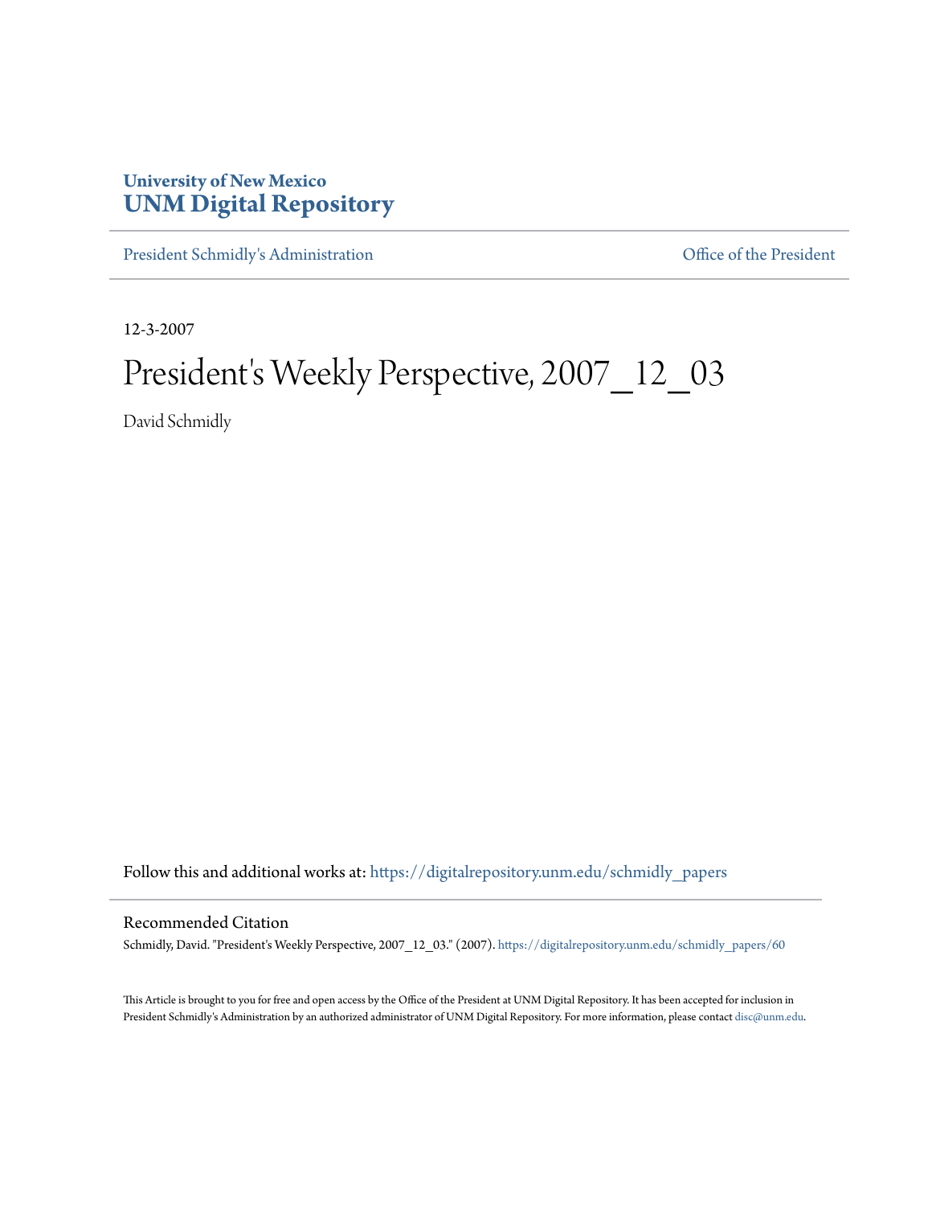University of New Mexico
**UNM Digital Repository**

President Schmidly's Administration | Office of the President

12-3-2007

# President's Weekly Perspective, 2007_12_03

David Schmidly

Follow this and additional works at: https://digitalrepository.unm.edu/schmidly_papers

## Recommended Citation

Schmidly, David. "President's Weekly Perspective, 2007_12_03." (2007). https://digitalrepository.unm.edu/schmidly_papers/60

This Article is brought to you for free and open access by the Office of the President at UNM Digital Repository. It has been accepted for inclusion in President Schmidly's Administration by an authorized administrator of UNM Digital Repository. For more information, please contact disc@unm.edu.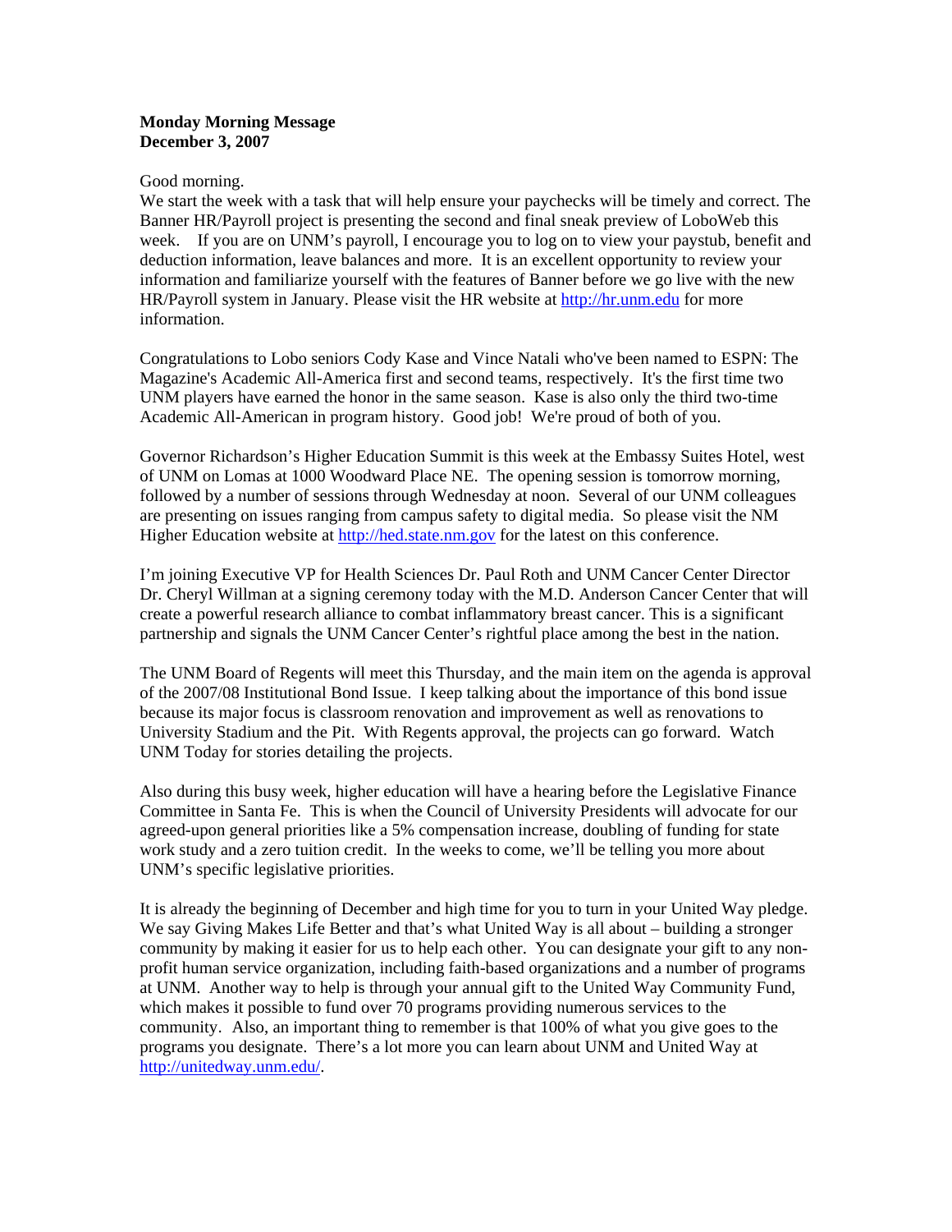**Monday Morning Message**
**December 3, 2007**

Good morning.
We start the week with a task that will help ensure your paychecks will be timely and correct. The Banner HR/Payroll project is presenting the second and final sneak preview of LoboWeb this week. If you are on UNM's payroll, I encourage you to log on to view your paystub, benefit and deduction information, leave balances and more. It is an excellent opportunity to review your information and familiarize yourself with the features of Banner before we go live with the new HR/Payroll system in January. Please visit the HR website at http://hr.unm.edu for more information.

Congratulations to Lobo seniors Cody Kase and Vince Natali who've been named to ESPN: The Magazine's Academic All-America first and second teams, respectively. It's the first time two UNM players have earned the honor in the same season. Kase is also only the third two-time Academic All-American in program history. Good job! We're proud of both of you.

Governor Richardson's Higher Education Summit is this week at the Embassy Suites Hotel, west of UNM on Lomas at 1000 Woodward Place NE. The opening session is tomorrow morning, followed by a number of sessions through Wednesday at noon. Several of our UNM colleagues are presenting on issues ranging from campus safety to digital media. So please visit the NM Higher Education website at http://hed.state.nm.gov for the latest on this conference.

I'm joining Executive VP for Health Sciences Dr. Paul Roth and UNM Cancer Center Director Dr. Cheryl Willman at a signing ceremony today with the M.D. Anderson Cancer Center that will create a powerful research alliance to combat inflammatory breast cancer. This is a significant partnership and signals the UNM Cancer Center's rightful place among the best in the nation.

The UNM Board of Regents will meet this Thursday, and the main item on the agenda is approval of the 2007/08 Institutional Bond Issue. I keep talking about the importance of this bond issue because its major focus is classroom renovation and improvement as well as renovations to University Stadium and the Pit. With Regents approval, the projects can go forward. Watch UNM Today for stories detailing the projects.

Also during this busy week, higher education will have a hearing before the Legislative Finance Committee in Santa Fe. This is when the Council of University Presidents will advocate for our agreed-upon general priorities like a 5% compensation increase, doubling of funding for state work study and a zero tuition credit. In the weeks to come, we'll be telling you more about UNM's specific legislative priorities.

It is already the beginning of December and high time for you to turn in your United Way pledge. We say Giving Makes Life Better and that's what United Way is all about – building a stronger community by making it easier for us to help each other. You can designate your gift to any non-profit human service organization, including faith-based organizations and a number of programs at UNM. Another way to help is through your annual gift to the United Way Community Fund, which makes it possible to fund over 70 programs providing numerous services to the community. Also, an important thing to remember is that 100% of what you give goes to the programs you designate. There's a lot more you can learn about UNM and United Way at http://unitedway.unm.edu/.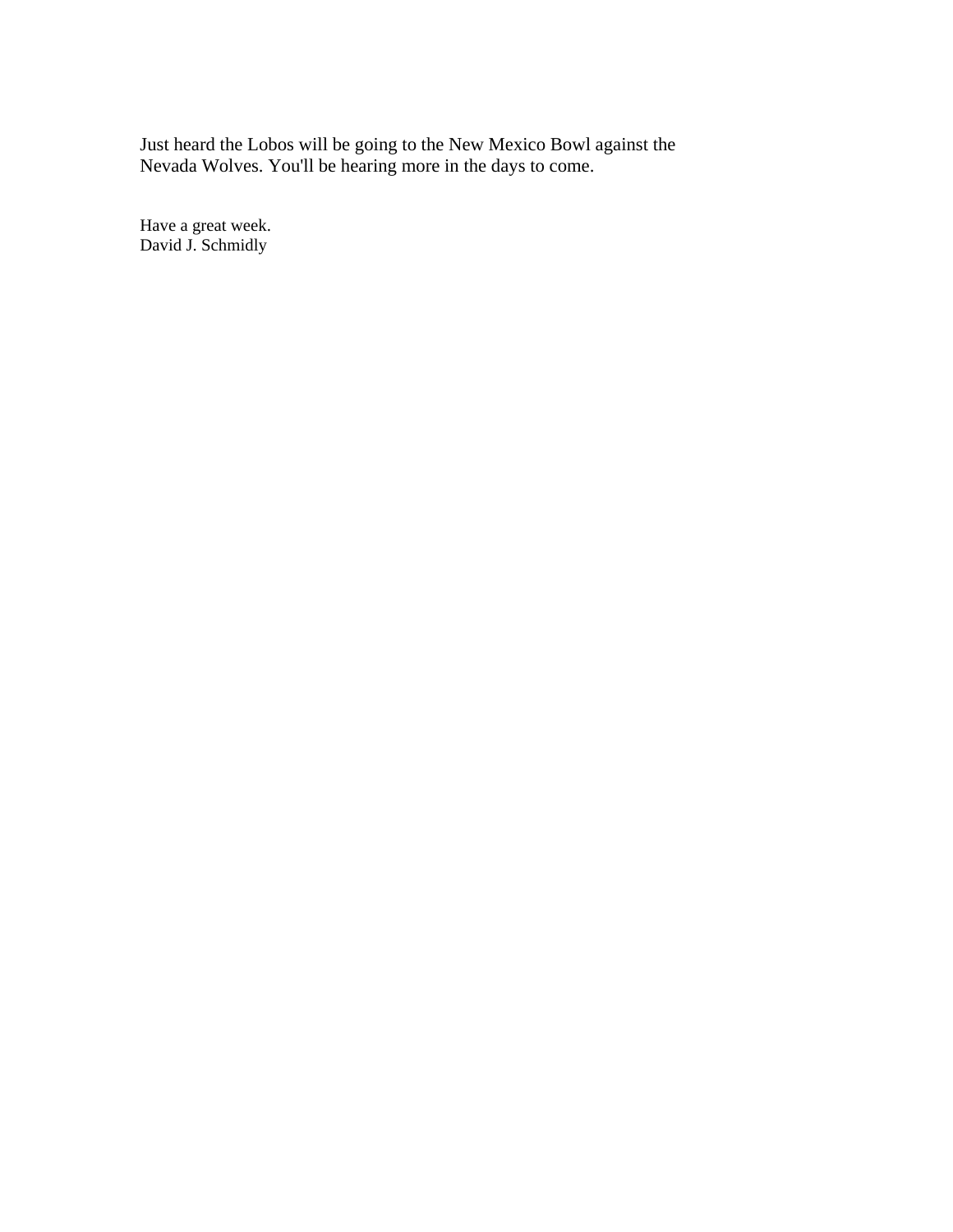Just heard the Lobos will be going to the New Mexico Bowl against the Nevada Wolves. You'll be hearing more in the days to come.

Have a great week.
David J. Schmidly